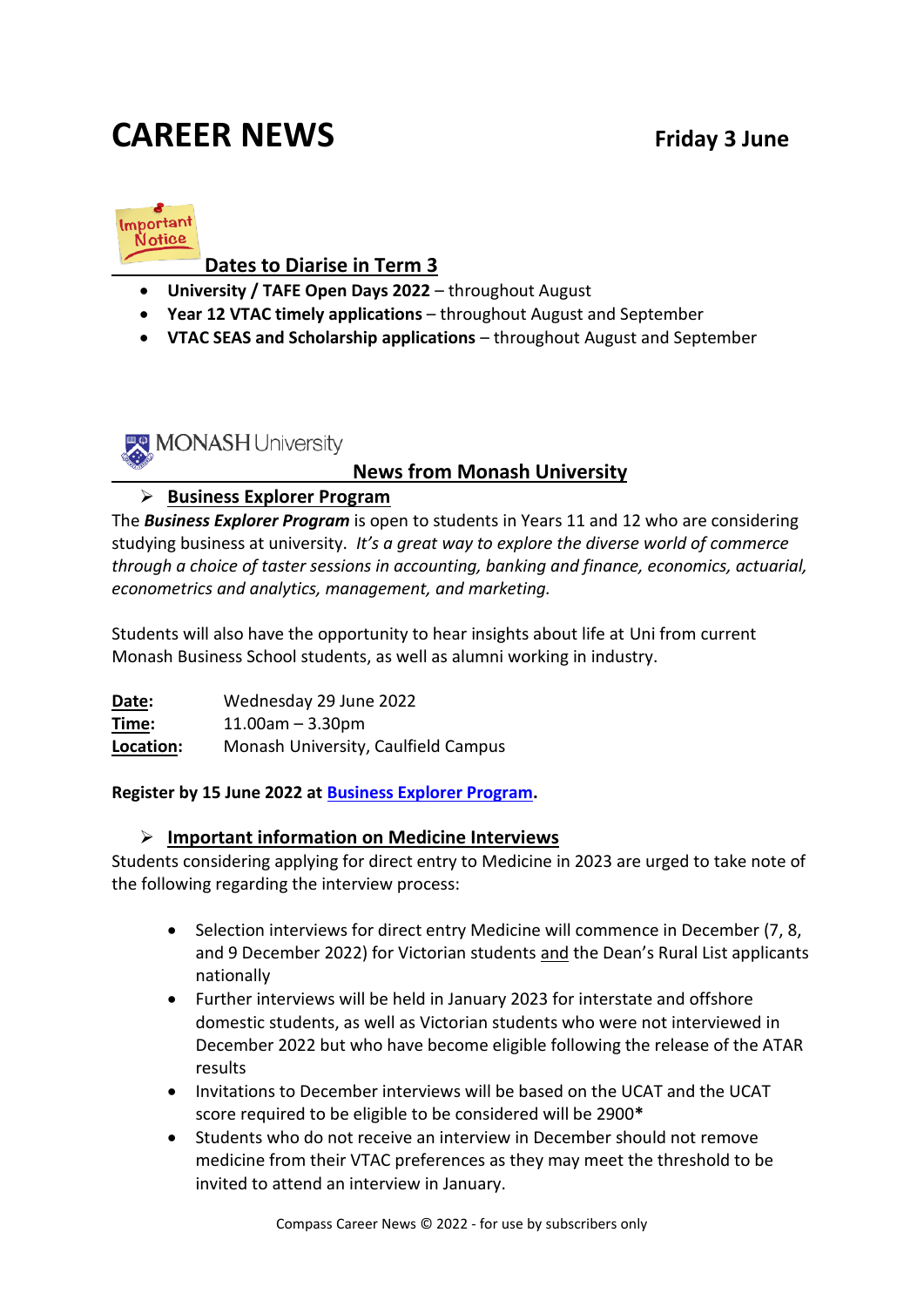# CAREER NEWS

**Friday 3 June**

## Dates to Diarise in Term 3

- **University / TAFE Open Days 2022** – throughout August
- **Year 12 VTAC timely applications** – throughout August and September
- **VTAC SEAS and Scholarship applications** – throughout August and September

## News from Monash University

### Business Explorer Program

The ***Business Explorer Program*** is open to students in Years 11 and 12 who are considering studying business at university. *It's a great way to explore the diverse world of commerce through a choice of taster sessions in accounting, banking and finance, economics, actuarial, econometrics and analytics, management, and marketing.*

Students will also have the opportunity to hear insights about life at Uni from current Monash Business School students, as well as alumni working in industry.

**Date:** Wednesday 29 June 2022
**Time:** 11.00am – 3.30pm
**Location:** Monash University, Caulfield Campus

**Register by 15 June 2022 at Business Explorer Program.**

### Important information on Medicine Interviews

Students considering applying for direct entry to Medicine in 2023 are urged to take note of the following regarding the interview process:

- Selection interviews for direct entry Medicine will commence in December (7, 8, and 9 December 2022) for Victorian students and the Dean's Rural List applicants nationally
- Further interviews will be held in January 2023 for interstate and offshore domestic students, as well as Victorian students who were not interviewed in December 2022 but who have become eligible following the release of the ATAR results
- Invitations to December interviews will be based on the UCAT and the UCAT score required to be eligible to be considered will be 2900**\***
- Students who do not receive an interview in December should not remove medicine from their VTAC preferences as they may meet the threshold to be invited to attend an interview in January.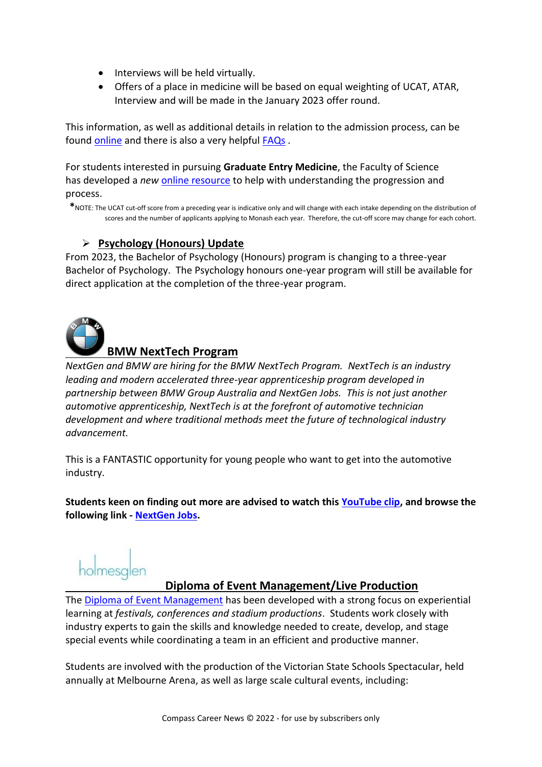- Interviews will be held virtually.
- Offers of a place in medicine will be based on equal weighting of UCAT, ATAR, Interview and will be made in the January 2023 offer round.

This information, as well as additional details in relation to the admission process, can be found online and there is also a very helpful FAQs .

For students interested in pursuing **Graduate Entry Medicine**, the Faculty of Science has developed a *new* online resource to help with understanding the progression and process.

*NOTE: The UCAT cut-off score from a preceding year is indicative only and will change with each intake depending on the distribution of scores and the number of applicants applying to Monash each year. Therefore, the cut-off score may change for each cohort.

### Psychology (Honours) Update

From 2023, the Bachelor of Psychology (Honours) program is changing to a three-year Bachelor of Psychology. The Psychology honours one-year program will still be available for direct application at the completion of the three-year program.

## BMW NextTech Program

*NextGen and BMW are hiring for the BMW NextTech Program. NextTech is an industry leading and modern accelerated three-year apprenticeship program developed in partnership between BMW Group Australia and NextGen Jobs. This is not just another automotive apprenticeship, NextTech is at the forefront of automotive technician development and where traditional methods meet the future of technological industry advancement.*

This is a FANTASTIC opportunity for young people who want to get into the automotive industry.

**Students keen on finding out more are advised to watch this YouTube clip, and browse the following link - NextGen Jobs.**

holmesglen

## Diploma of Event Management/Live Production

The Diploma of Event Management has been developed with a strong focus on experiential learning at *festivals, conferences and stadium productions*. Students work closely with industry experts to gain the skills and knowledge needed to create, develop, and stage special events while coordinating a team in an efficient and productive manner.

Students are involved with the production of the Victorian State Schools Spectacular, held annually at Melbourne Arena, as well as large scale cultural events, including: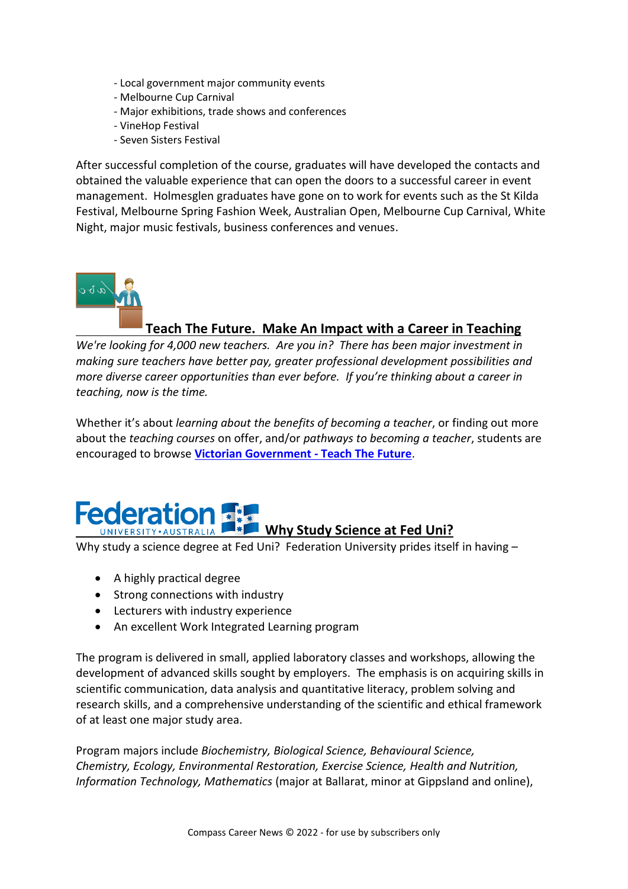- Local government major community events
- Melbourne Cup Carnival
- Major exhibitions, trade shows and conferences
- VineHop Festival
- Seven Sisters Festival

After successful completion of the course, graduates will have developed the contacts and obtained the valuable experience that can open the doors to a successful career in event management. Holmesglen graduates have gone on to work for events such as the St Kilda Festival, Melbourne Spring Fashion Week, Australian Open, Melbourne Cup Carnival, White Night, major music festivals, business conferences and venues.

## Teach The Future. Make An Impact with a Career in Teaching

*We're looking for 4,000 new teachers. Are you in? There has been major investment in making sure teachers have better pay, greater professional development possibilities and more diverse career opportunities than ever before. If you're thinking about a career in teaching, now is the time.*

Whether it's about *learning about the benefits of becoming a teacher*, or finding out more about the *teaching courses* on offer, and/or *pathways to becoming a teacher*, students are encouraged to browse **Victorian Government - Teach The Future**.

## Why Study Science at Fed Uni?

Why study a science degree at Fed Uni? Federation University prides itself in having –

- A highly practical degree
- Strong connections with industry
- Lecturers with industry experience
- An excellent Work Integrated Learning program

The program is delivered in small, applied laboratory classes and workshops, allowing the development of advanced skills sought by employers. The emphasis is on acquiring skills in scientific communication, data analysis and quantitative literacy, problem solving and research skills, and a comprehensive understanding of the scientific and ethical framework of at least one major study area.

Program majors include *Biochemistry, Biological Science, Behavioural Science, Chemistry, Ecology, Environmental Restoration, Exercise Science, Health and Nutrition, Information Technology, Mathematics* (major at Ballarat, minor at Gippsland and online),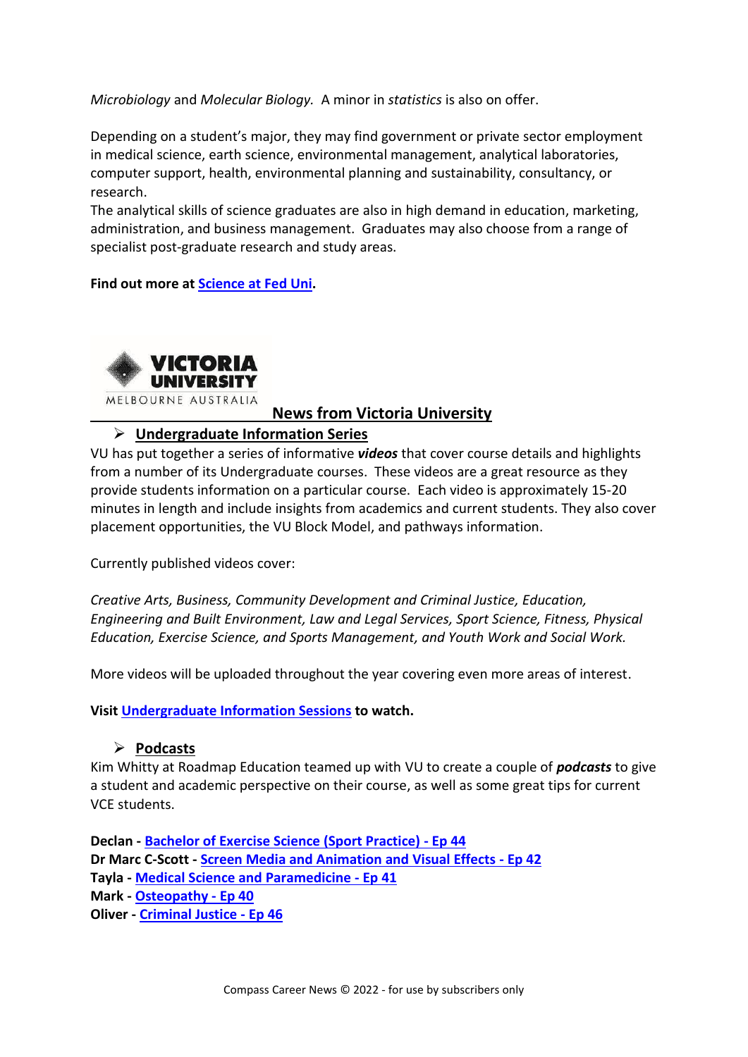*Microbiology* and *Molecular Biology.* A minor in *statistics* is also on offer.

Depending on a student's major, they may find government or private sector employment in medical science, earth science, environmental management, analytical laboratories, computer support, health, environmental planning and sustainability, consultancy, or research.
The analytical skills of science graduates are also in high demand in education, marketing, administration, and business management. Graduates may also choose from a range of specialist post-graduate research and study areas.

**Find out more at Science at Fed Uni.**

## News from Victoria University

### Undergraduate Information Series

VU has put together a series of informative ***videos*** that cover course details and highlights from a number of its Undergraduate courses. These videos are a great resource as they provide students information on a particular course. Each video is approximately 15-20 minutes in length and include insights from academics and current students. They also cover placement opportunities, the VU Block Model, and pathways information.

Currently published videos cover:

*Creative Arts, Business, Community Development and Criminal Justice, Education, Engineering and Built Environment, Law and Legal Services, Sport Science, Fitness, Physical Education, Exercise Science, and Sports Management, and Youth Work and Social Work.*

More videos will be uploaded throughout the year covering even more areas of interest.

**Visit Undergraduate Information Sessions to watch.**

### Podcasts

Kim Whitty at Roadmap Education teamed up with VU to create a couple of ***podcasts*** to give a student and academic perspective on their course, as well as some great tips for current VCE students.

**Declan - Bachelor of Exercise Science (Sport Practice) - Ep 44**
**Dr Marc C-Scott - Screen Media and Animation and Visual Effects - Ep 42**
**Tayla - Medical Science and Paramedicine - Ep 41**
**Mark - Osteopathy - Ep 40**
**Oliver - Criminal Justice - Ep 46**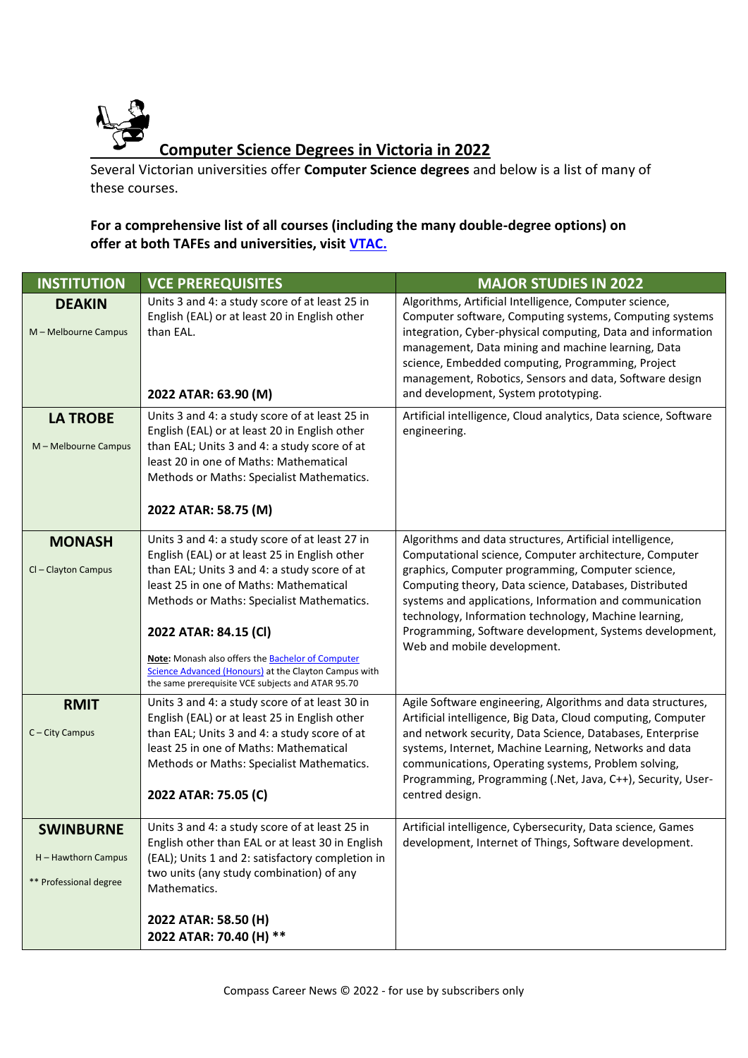## Computer Science Degrees in Victoria in 2022

Several Victorian universities offer **Computer Science degrees** and below is a list of many of these courses.

**For a comprehensive list of all courses (including the many double-degree options) on offer at both TAFEs and universities, visit [VTAC.](VTAC.)**

| INSTITUTION | VCE PREREQUISITES | MAJOR STUDIES IN 2022 |
|---|---|---|
| **DEAKIN**<br>M – Melbourne Campus | Units 3 and 4: a study score of at least 25 in English (EAL) or at least 20 in English other than EAL.<br><br>**2022 ATAR: 63.90 (M)** | Algorithms, Artificial Intelligence, Computer science, Computer software, Computing systems, Computing systems integration, Cyber-physical computing, Data and information management, Data mining and machine learning, Data science, Embedded computing, Programming, Project management, Robotics, Sensors and data, Software design and development, System prototyping. |
| **LA TROBE**<br>M – Melbourne Campus | Units 3 and 4: a study score of at least 25 in English (EAL) or at least 20 in English other than EAL; Units 3 and 4: a study score of at least 20 in one of Maths: Mathematical Methods or Maths: Specialist Mathematics.<br><br>**2022 ATAR: 58.75 (M)** | Artificial intelligence, Cloud analytics, Data science, Software engineering. |
| **MONASH**<br>Cl – Clayton Campus | Units 3 and 4: a study score of at least 27 in English (EAL) or at least 25 in English other than EAL; Units 3 and 4: a study score of at least 25 in one of Maths: Mathematical Methods or Maths: Specialist Mathematics.<br><br>**2022 ATAR: 84.15 (Cl)**<br><br>**Note:** Monash also offers the Bachelor of Computer Science Advanced (Honours) at the Clayton Campus with the same prerequisite VCE subjects and ATAR 95.70 | Algorithms and data structures, Artificial intelligence, Computational science, Computer architecture, Computer graphics, Computer programming, Computer science, Computing theory, Data science, Databases, Distributed systems and applications, Information and communication technology, Information technology, Machine learning, Programming, Software development, Systems development, Web and mobile development. |
| **RMIT**<br>C – City Campus | Units 3 and 4: a study score of at least 30 in English (EAL) or at least 25 in English other than EAL; Units 3 and 4: a study score of at least 25 in one of Maths: Mathematical Methods or Maths: Specialist Mathematics.<br><br>**2022 ATAR: 75.05 (C)** | Agile Software engineering, Algorithms and data structures, Artificial intelligence, Big Data, Cloud computing, Computer and network security, Data Science, Databases, Enterprise systems, Internet, Machine Learning, Networks and data communications, Operating systems, Problem solving, Programming, Programming (.Net, Java, C++), Security, User-centred design. |
| **SWINBURNE**<br>H – Hawthorn Campus<br>** Professional degree | Units 3 and 4: a study score of at least 25 in English other than EAL or at least 30 in English (EAL); Units 1 and 2: satisfactory completion in two units (any study combination) of any Mathematics.<br><br>**2022 ATAR: 58.50 (H)**<br>**2022 ATAR: 70.40 (H) \*\*** | Artificial intelligence, Cybersecurity, Data science, Games development, Internet of Things, Software development. |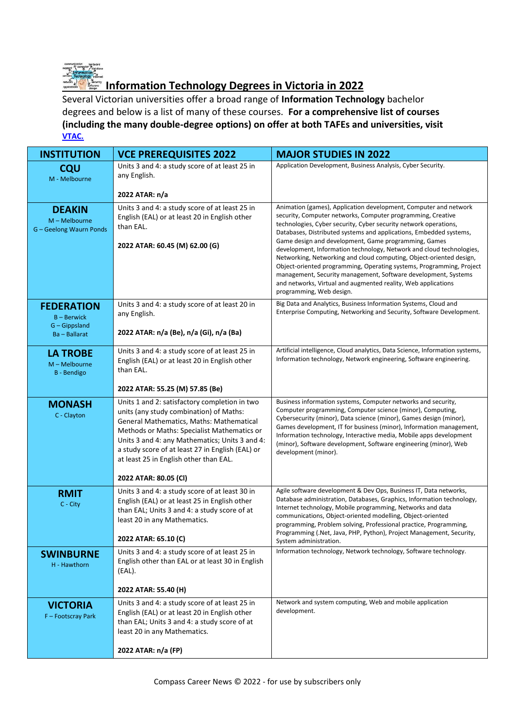# Information Technology Degrees in Victoria in 2022

Several Victorian universities offer a broad range of **Information Technology** bachelor degrees and below is a list of many of these courses. **For a comprehensive list of courses (including the many double-degree options) on offer at both TAFEs and universities, visit [VTAC.](VTAC.)**

| INSTITUTION | VCE PREREQUISITES 2022 | MAJOR STUDIES IN 2022 |
|---|---|---|
| **CQU**<br>M - Melbourne | Units 3 and 4: a study score of at least 25 in any English.<br><br>**2022 ATAR: n/a** | Application Development, Business Analysis, Cyber Security. |
| **DEAKIN**<br>M – Melbourne<br>G – Geelong Waurn Ponds | Units 3 and 4: a study score of at least 25 in English (EAL) or at least 20 in English other than EAL.<br><br>**2022 ATAR: 60.45 (M) 62.00 (G)** | Animation (games), Application development, Computer and network security, Computer networks, Computer programming, Creative technologies, Cyber security, Cyber security network operations, Databases, Distributed systems and applications, Embedded systems, Game design and development, Game programming, Games development, Information technology, Network and cloud technologies, Networking, Networking and cloud computing, Object-oriented design, Object-oriented programming, Operating systems, Programming, Project management, Security management, Software development, Systems and networks, Virtual and augmented reality, Web applications programming, Web design. |
| **FEDERATION**<br>B – Berwick<br>G – Gippsland<br>Ba – Ballarat | Units 3 and 4: a study score of at least 20 in any English.<br><br>**2022 ATAR: n/a (Be), n/a (Gi), n/a (Ba)** | Big Data and Analytics, Business Information Systems, Cloud and Enterprise Computing, Networking and Security, Software Development. |
| **LA TROBE**<br>M – Melbourne<br>B - Bendigo | Units 3 and 4: a study score of at least 25 in English (EAL) or at least 20 in English other than EAL.<br><br>**2022 ATAR: 55.25 (M) 57.85 (Be)** | Artificial intelligence, Cloud analytics, Data Science, Information systems, Information technology, Network engineering, Software engineering. |
| **MONASH**<br>C - Clayton | Units 1 and 2: satisfactory completion in two units (any study combination) of Maths: General Mathematics, Maths: Mathematical Methods or Maths: Specialist Mathematics or Units 3 and 4: any Mathematics; Units 3 and 4: a study score of at least 27 in English (EAL) or at least 25 in English other than EAL.<br><br>**2022 ATAR: 80.05 (Cl)** | Business information systems, Computer networks and security, Computer programming, Computer science (minor), Computing, Cybersecurity (minor), Data science (minor), Games design (minor), Games development, IT for business (minor), Information management, Information technology, Interactive media, Mobile apps development (minor), Software development, Software engineering (minor), Web development (minor). |
| **RMIT**<br>C - City | Units 3 and 4: a study score of at least 30 in English (EAL) or at least 25 in English other than EAL; Units 3 and 4: a study score of at least 20 in any Mathematics.<br><br>**2022 ATAR: 65.10 (C)** | Agile software development & Dev Ops, Business IT, Data networks, Database administration, Databases, Graphics, Information technology, Internet technology, Mobile programming, Networks and data communications, Object-oriented modelling, Object-oriented programming, Problem solving, Professional practice, Programming, Programming (.Net, Java, PHP, Python), Project Management, Security, System administration. |
| **SWINBURNE**<br>H - Hawthorn | Units 3 and 4: a study score of at least 25 in English other than EAL or at least 30 in English (EAL).<br><br>**2022 ATAR: 55.40 (H)** | Information technology, Network technology, Software technology. |
| **VICTORIA**<br>F – Footscray Park | Units 3 and 4: a study score of at least 25 in English (EAL) or at least 20 in English other than EAL; Units 3 and 4: a study score of at least 20 in any Mathematics.<br><br>**2022 ATAR: n/a (FP)** | Network and system computing, Web and mobile application development. |

Compass Career News © 2022 - for use by subscribers only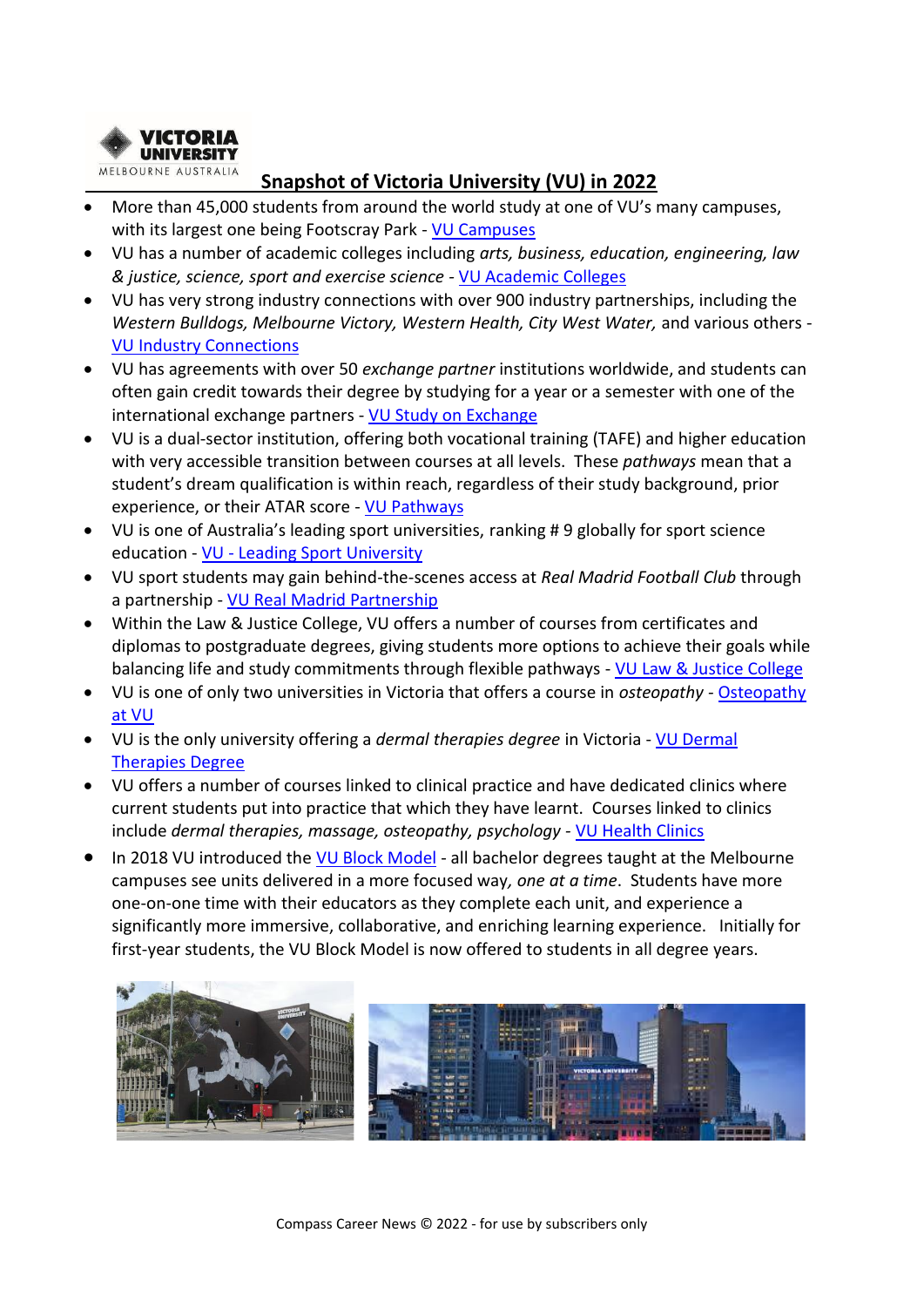## Snapshot of Victoria University (VU) in 2022

- More than 45,000 students from around the world study at one of VU's many campuses, with its largest one being Footscray Park - VU Campuses
- VU has a number of academic colleges including *arts, business, education, engineering, law & justice, science, sport and exercise science* - VU Academic Colleges
- VU has very strong industry connections with over 900 industry partnerships, including the *Western Bulldogs, Melbourne Victory, Western Health, City West Water,* and various others - VU Industry Connections
- VU has agreements with over 50 *exchange partner* institutions worldwide, and students can often gain credit towards their degree by studying for a year or a semester with one of the international exchange partners - VU Study on Exchange
- VU is a dual-sector institution, offering both vocational training (TAFE) and higher education with very accessible transition between courses at all levels. These *pathways* mean that a student's dream qualification is within reach, regardless of their study background, prior experience, or their ATAR score - VU Pathways
- VU is one of Australia's leading sport universities, ranking # 9 globally for sport science education - VU - Leading Sport University
- VU sport students may gain behind-the-scenes access at *Real Madrid Football Club* through a partnership - VU Real Madrid Partnership
- Within the Law & Justice College, VU offers a number of courses from certificates and diplomas to postgraduate degrees, giving students more options to achieve their goals while balancing life and study commitments through flexible pathways - VU Law & Justice College
- VU is one of only two universities in Victoria that offers a course in *osteopathy* - Osteopathy at VU
- VU is the only university offering a *dermal therapies degree* in Victoria - VU Dermal Therapies Degree
- VU offers a number of courses linked to clinical practice and have dedicated clinics where current students put into practice that which they have learnt. Courses linked to clinics include *dermal therapies, massage, osteopathy, psychology* - VU Health Clinics
- In 2018 VU introduced the VU Block Model - all bachelor degrees taught at the Melbourne campuses see units delivered in a more focused way*, one at a time*. Students have more one-on-one time with their educators as they complete each unit, and experience a significantly more immersive, collaborative, and enriching learning experience. Initially for first-year students, the VU Block Model is now offered to students in all degree years.

Compass Career News © 2022 - for use by subscribers only